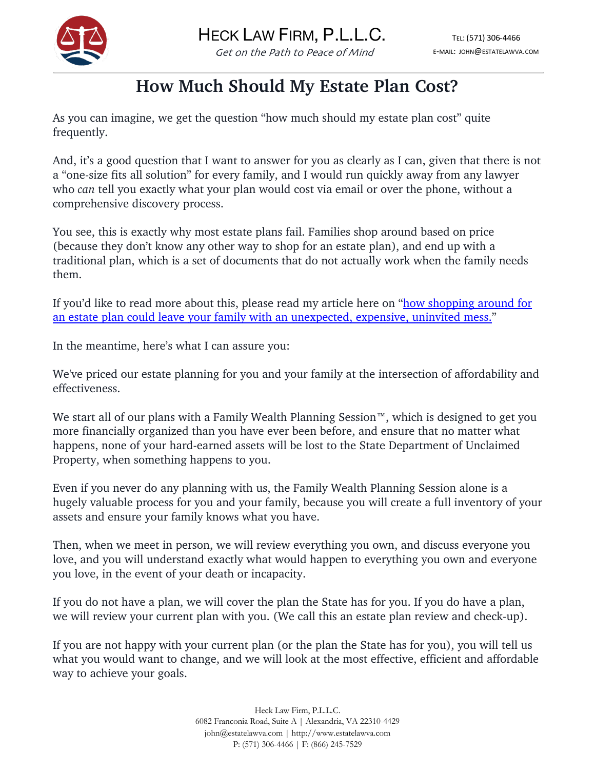# How Much Should My Estate Plan Cost?

As you can imagine, we get the question "how much should my estate plan cost" quite frequently.

And, it's a good question that I want to answer for you as clearly as I can, given that there is not a "one-size fits all solution" for every family, and I would run quickly away from any lawyer who *can* tell you exactly what your plan would cost via email or over the phone, without a comprehensive discovery process.

You see, this is exactly why most estate plans fail. Families shop around based on price (because they don't know any other way to shop for an estate plan), and end up with a traditional plan, which is a set of documents that do not actually work when the family needs them.

If you'd like to read more about this, please read my article here on "how shopping around for an estate plan could leave your family with an unexpected, expensive, uninvited mess."

In the meantime, here's what I can assure you:

We've priced our estate planning for you and your family at the intersection of affordability and effectiveness.

We start all of our plans with a Family Wealth Planning Session™, which is designed to get you more financially organized than you have ever been before, and ensure that no matter what happens, none of your hard-earned assets will be lost to the State Department of Unclaimed Property, when something happens to you.

Even if you never do any planning with us, the Family Wealth Planning Session alone is a hugely valuable process for you and your family, because you will create a full inventory of your assets and ensure your family knows what you have.

Then, when we meet in person, we will review everything you own, and discuss everyone you love, and you will understand exactly what would happen to everything you own and everyone you love, in the event of your death or incapacity.

If you do not have a plan, we will cover the plan the State has for you. If you do have a plan, we will review your current plan with you. (We call this an estate plan review and check-up).

If you are not happy with your current plan (or the plan the State has for you), you will tell us what you would want to change, and we will look at the most effective, efficient and affordable way to achieve your goals.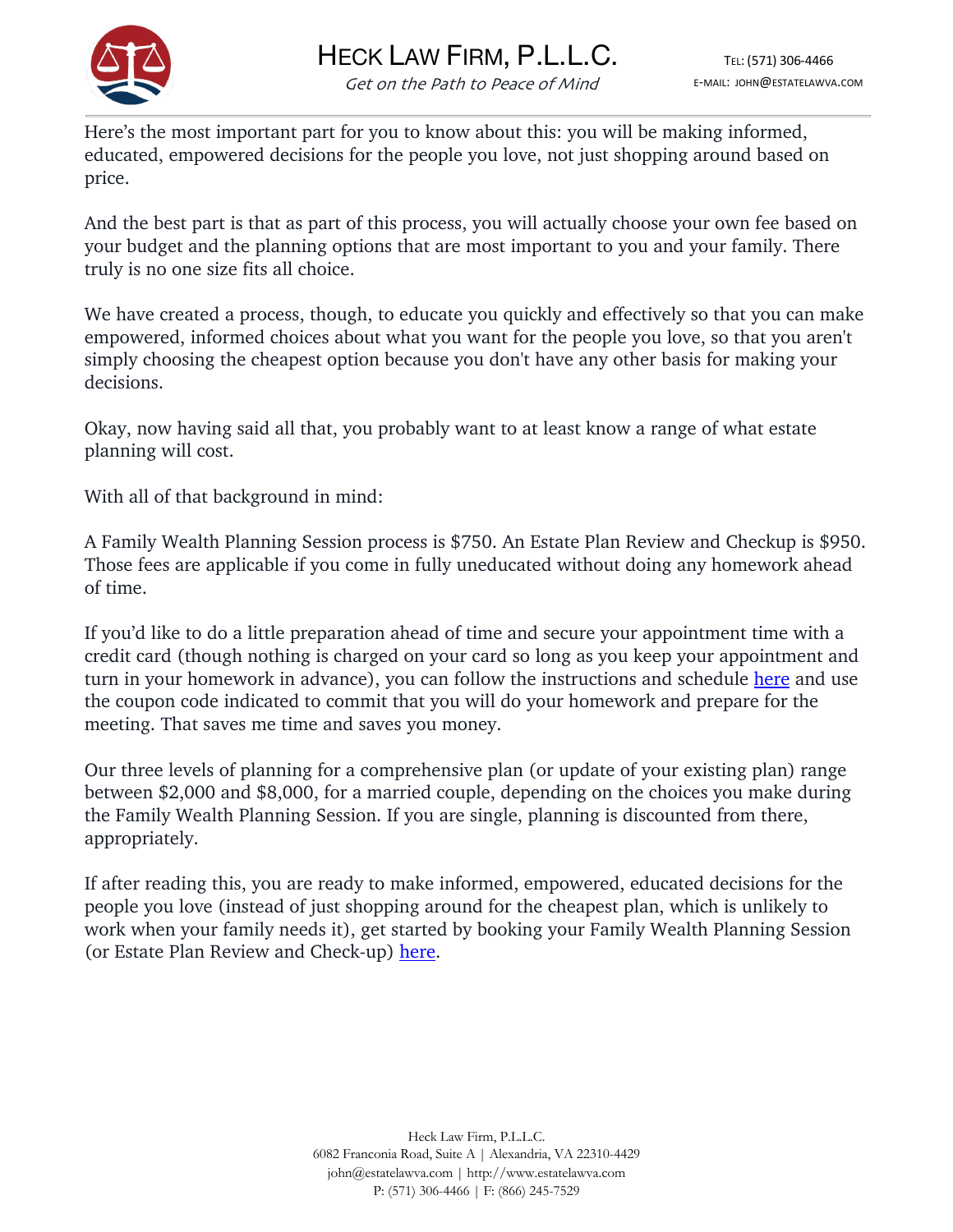Here's the most important part for you to know about this: you will be making informed, educated, empowered decisions for the people you love, not just shopping around based on price.

And the best part is that as part of this process, you will actually choose your own fee based on your budget and the planning options that are most important to you and your family. There truly is no one size fits all choice.

We have created a process, though, to educate you quickly and effectively so that you can make empowered, informed choices about what you want for the people you love, so that you aren't simply choosing the cheapest option because you don't have any other basis for making your decisions.

Okay, now having said all that, you probably want to at least know a range of what estate planning will cost.

With all of that background in mind:

A Family Wealth Planning Session process is $750. An Estate Plan Review and Checkup is $950. Those fees are applicable if you come in fully uneducated without doing any homework ahead of time.

If you'd like to do a little preparation ahead of time and secure your appointment time with a credit card (though nothing is charged on your card so long as you keep your appointment and turn in your homework in advance), you can follow the instructions and schedule here and use the coupon code indicated to commit that you will do your homework and prepare for the meeting. That saves me time and saves you money.

Our three levels of planning for a comprehensive plan (or update of your existing plan) range between $2,000 and $8,000, for a married couple, depending on the choices you make during the Family Wealth Planning Session. If you are single, planning is discounted from there, appropriately.

If after reading this, you are ready to make informed, empowered, educated decisions for the people you love (instead of just shopping around for the cheapest plan, which is unlikely to work when your family needs it), get started by booking your Family Wealth Planning Session (or Estate Plan Review and Check-up) here.